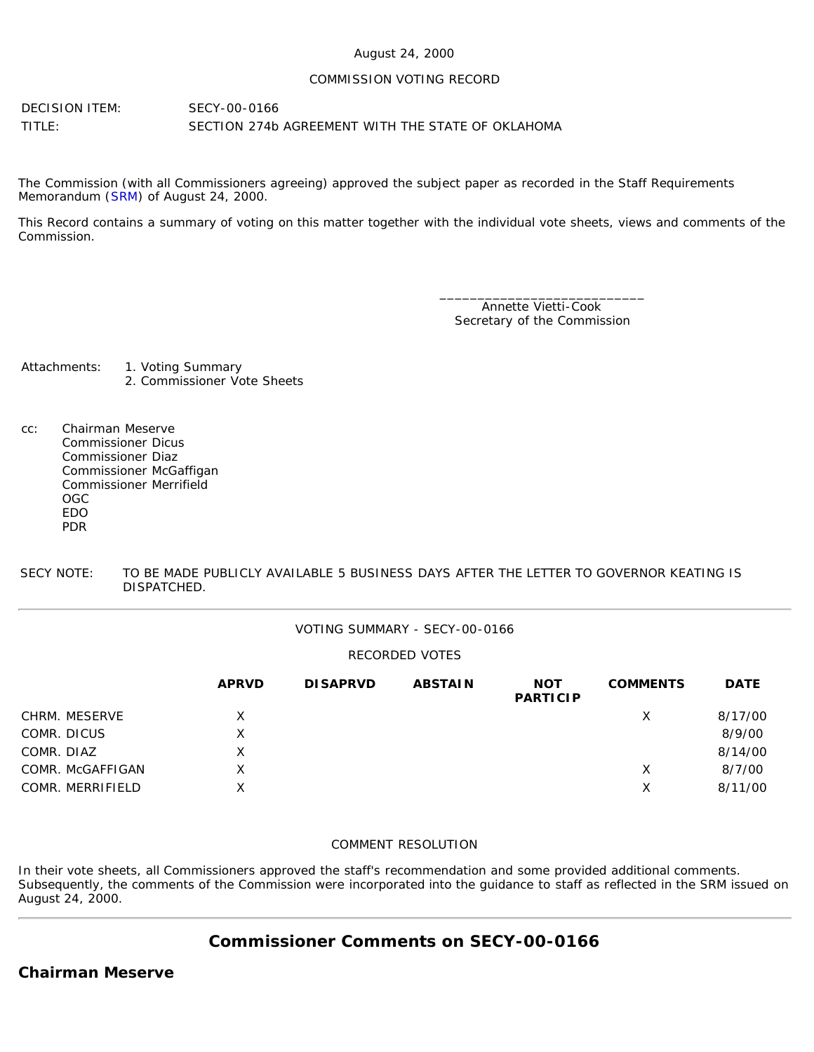August 24, 2000

COMMISSION VOTING RECORD

DECISION ITEM: SECY-00-0166

TITLE: SECTION 274b AGREEMENT WITH THE STATE OF OKLAHOMA

The Commission (with all Commissioners agreeing) approved the subject paper as recorded in the Staff Requirements Memorandum (SRM) of August 24, 2000.

This Record contains a summary of voting on this matter together with the individual vote sheets, views and comments of the Commission.

\_\_\_\_\_\_\_\_\_\_\_\_\_\_\_\_\_\_\_\_\_\_\_\_\_\_\_\_
Annette Vietti-Cook
Secretary of the Commission

Attachments:
1. Voting Summary
2. Commissioner Vote Sheets

cc:
Chairman Meserve
Commissioner Dicus
Commissioner Diaz
Commissioner McGaffigan
Commissioner Merrifield
OGC
EDO
PDR

SECY NOTE: TO BE MADE PUBLICLY AVAILABLE 5 BUSINESS DAYS AFTER THE LETTER TO GOVERNOR KEATING IS DISPATCHED.

---

VOTING SUMMARY - SECY-00-0166

RECORDED VOTES

| | APRVD | DISAPRVD | ABSTAIN | NOT PARTICIP | COMMENTS | DATE |
|---|---|---|---|---|---|---|
| CHRM. MESERVE | X | | | | X | 8/17/00 |
| COMR. DICUS | X | | | | | 8/9/00 |
| COMR. DIAZ | X | | | | | 8/14/00 |
| COMR. McGAFFIGAN | X | | | | X | 8/7/00 |
| COMR. MERRIFIELD | X | | | | X | 8/11/00 |

COMMENT RESOLUTION

In their vote sheets, all Commissioners approved the staff's recommendation and some provided additional comments. Subsequently, the comments of the Commission were incorporated into the guidance to staff as reflected in the SRM issued on August 24, 2000.

---

## Commissioner Comments on SECY-00-0166

### Chairman Meserve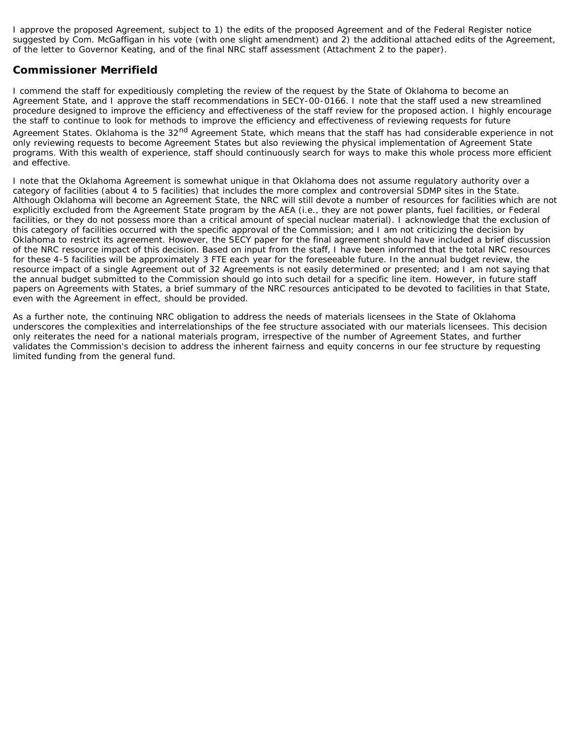I approve the proposed Agreement, subject to 1) the edits of the proposed Agreement and of the Federal Register notice suggested by Com. McGaffigan in his vote (with one slight amendment) and 2) the additional attached edits of the Agreement, of the letter to Governor Keating, and of the final NRC staff assessment (Attachment 2 to the paper).

## Commissioner Merrifield

I commend the staff for expeditiously completing the review of the request by the State of Oklahoma to become an Agreement State, and I approve the staff recommendations in SECY-00-0166. I note that the staff used a new streamlined procedure designed to improve the efficiency and effectiveness of the staff review for the proposed action. I highly encourage the staff to continue to look for methods to improve the efficiency and effectiveness of reviewing requests for future Agreement States. Oklahoma is the 32$^{nd}$ Agreement State, which means that the staff has had considerable experience in not only reviewing requests to become Agreement States but also reviewing the physical implementation of Agreement State programs. With this wealth of experience, staff should continuously search for ways to make this whole process more efficient and effective.

I note that the Oklahoma Agreement is somewhat unique in that Oklahoma does not assume regulatory authority over a category of facilities (about 4 to 5 facilities) that includes the more complex and controversial SDMP sites in the State. Although Oklahoma will become an Agreement State, the NRC will still devote a number of resources for facilities which are not explicitly excluded from the Agreement State program by the AEA (i.e., they are not power plants, fuel facilities, or Federal facilities, or they do not possess more than a critical amount of special nuclear material). I acknowledge that the exclusion of this category of facilities occurred with the specific approval of the Commission; and I am not criticizing the decision by Oklahoma to restrict its agreement. However, the SECY paper for the final agreement should have included a brief discussion of the NRC resource impact of this decision. Based on input from the staff, I have been informed that the total NRC resources for these 4-5 facilities will be approximately 3 FTE each year for the foreseeable future. In the annual budget review, the resource impact of a single Agreement out of 32 Agreements is not easily determined or presented; and I am not saying that the annual budget submitted to the Commission should go into such detail for a specific line item. However, in future staff papers on Agreements with States, a brief summary of the NRC resources anticipated to be devoted to facilities in that State, even with the Agreement in effect, should be provided.

As a further note, the continuing NRC obligation to address the needs of materials licensees in the State of Oklahoma underscores the complexities and interrelationships of the fee structure associated with our materials licensees. This decision only reiterates the need for a national materials program, irrespective of the number of Agreement States, and further validates the Commission's decision to address the inherent fairness and equity concerns in our fee structure by requesting limited funding from the general fund.